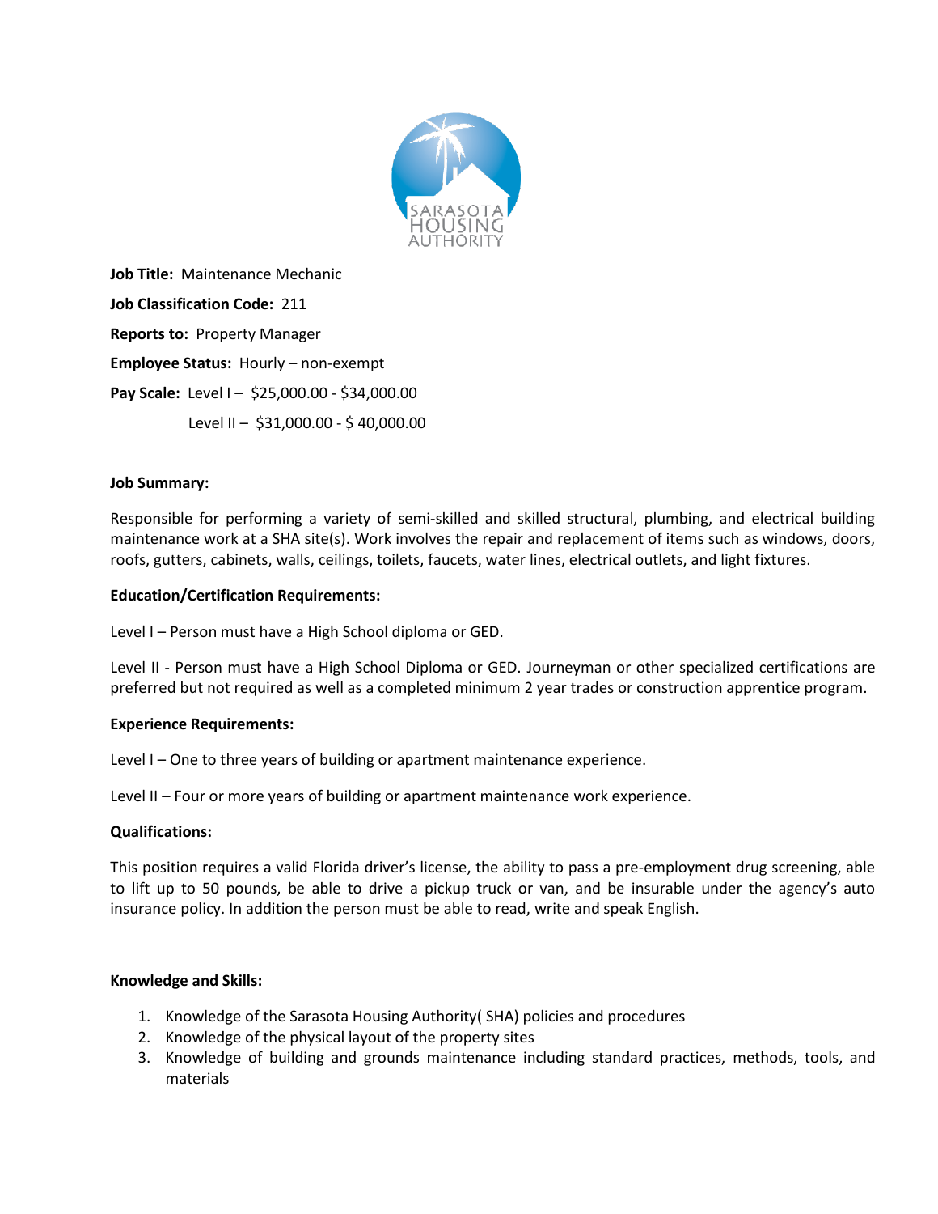**Job Title:** Maintenance Mechanic

**Job Classification Code:** 211

**Reports to:** Property Manager

**Employee Status:** Hourly – non-exempt

**Pay Scale:** Level I – $25,000.00 - $34,000.00

Level II – $31,000.00 - $ 40,000.00

**Job Summary:**

Responsible for performing a variety of semi-skilled and skilled structural, plumbing, and electrical building maintenance work at a SHA site(s). Work involves the repair and replacement of items such as windows, doors, roofs, gutters, cabinets, walls, ceilings, toilets, faucets, water lines, electrical outlets, and light fixtures.

**Education/Certification Requirements:**

Level I – Person must have a High School diploma or GED.

Level II - Person must have a High School Diploma or GED. Journeyman or other specialized certifications are preferred but not required as well as a completed minimum 2 year trades or construction apprentice program.

**Experience Requirements:**

Level I – One to three years of building or apartment maintenance experience.

Level II – Four or more years of building or apartment maintenance work experience.

**Qualifications:**

This position requires a valid Florida driver's license, the ability to pass a pre-employment drug screening, able to lift up to 50 pounds, be able to drive a pickup truck or van, and be insurable under the agency's auto insurance policy. In addition the person must be able to read, write and speak English.

**Knowledge and Skills:**

1. Knowledge of the Sarasota Housing Authority( SHA) policies and procedures
2. Knowledge of the physical layout of the property sites
3. Knowledge of building and grounds maintenance including standard practices, methods, tools, and materials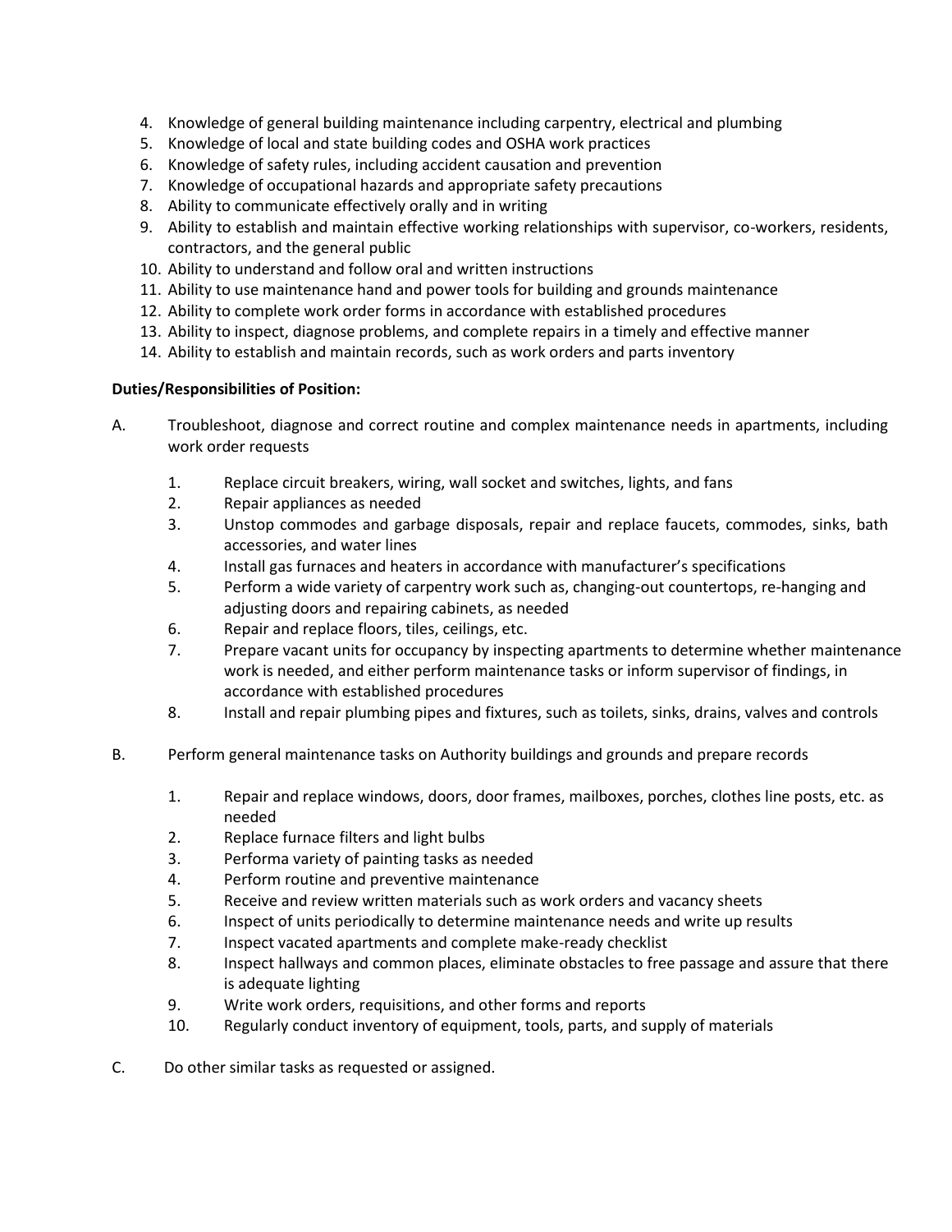4. Knowledge of general building maintenance including carpentry, electrical and plumbing
5. Knowledge of local and state building codes and OSHA work practices
6. Knowledge of safety rules, including accident causation and prevention
7. Knowledge of occupational hazards and appropriate safety precautions
8. Ability to communicate effectively orally and in writing
9. Ability to establish and maintain effective working relationships with supervisor, co-workers, residents, contractors, and the general public
10. Ability to understand and follow oral and written instructions
11. Ability to use maintenance hand and power tools for building and grounds maintenance
12. Ability to complete work order forms in accordance with established procedures
13. Ability to inspect, diagnose problems, and complete repairs in a timely and effective manner
14. Ability to establish and maintain records, such as work orders and parts inventory

**Duties/Responsibilities of Position:**

A. Troubleshoot, diagnose and correct routine and complex maintenance needs in apartments, including work order requests

   1. Replace circuit breakers, wiring, wall socket and switches, lights, and fans
   2. Repair appliances as needed
   3. Unstop commodes and garbage disposals, repair and replace faucets, commodes, sinks, bath accessories, and water lines
   4. Install gas furnaces and heaters in accordance with manufacturer's specifications
   5. Perform a wide variety of carpentry work such as, changing-out countertops, re-hanging and adjusting doors and repairing cabinets, as needed
   6. Repair and replace floors, tiles, ceilings, etc.
   7. Prepare vacant units for occupancy by inspecting apartments to determine whether maintenance work is needed, and either perform maintenance tasks or inform supervisor of findings, in accordance with established procedures
   8. Install and repair plumbing pipes and fixtures, such as toilets, sinks, drains, valves and controls

B. Perform general maintenance tasks on Authority buildings and grounds and prepare records

   1. Repair and replace windows, doors, door frames, mailboxes, porches, clothes line posts, etc. as needed
   2. Replace furnace filters and light bulbs
   3. Performa variety of painting tasks as needed
   4. Perform routine and preventive maintenance
   5. Receive and review written materials such as work orders and vacancy sheets
   6. Inspect of units periodically to determine maintenance needs and write up results
   7. Inspect vacated apartments and complete make-ready checklist
   8. Inspect hallways and common places, eliminate obstacles to free passage and assure that there is adequate lighting
   9. Write work orders, requisitions, and other forms and reports
   10. Regularly conduct inventory of equipment, tools, parts, and supply of materials

C. Do other similar tasks as requested or assigned.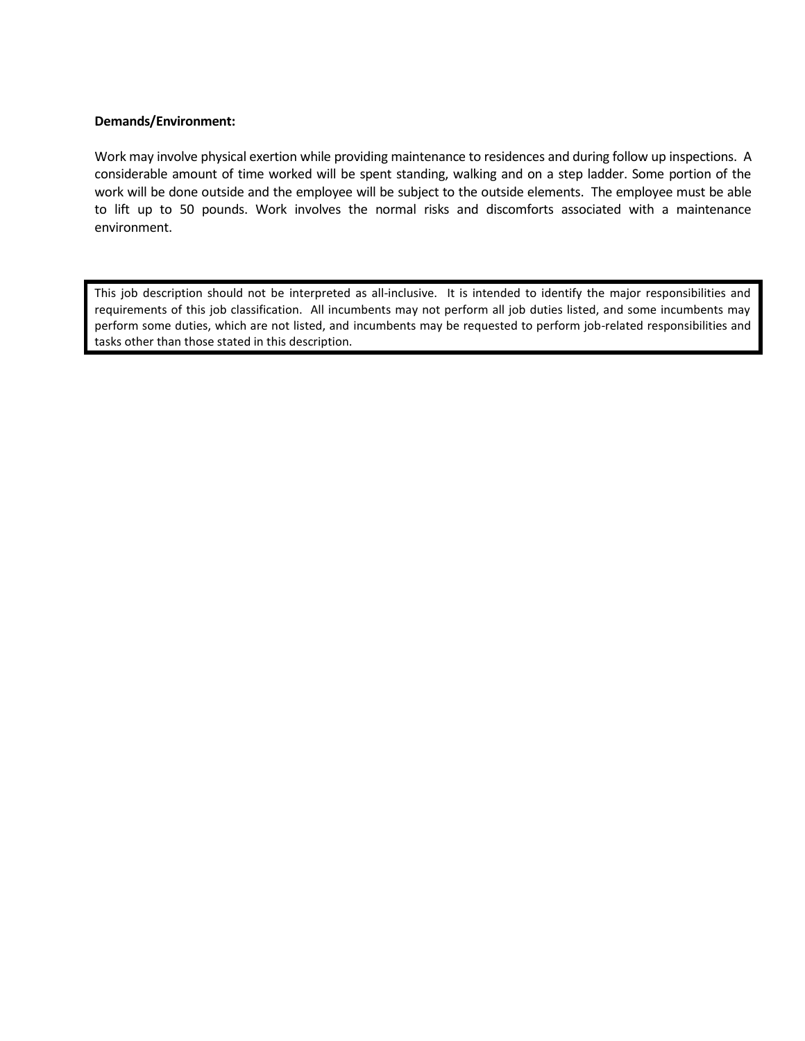**Demands/Environment:**

Work may involve physical exertion while providing maintenance to residences and during follow up inspections. A considerable amount of time worked will be spent standing, walking and on a step ladder. Some portion of the work will be done outside and the employee will be subject to the outside elements. The employee must be able to lift up to 50 pounds. Work involves the normal risks and discomforts associated with a maintenance environment.

This job description should not be interpreted as all-inclusive. It is intended to identify the major responsibilities and requirements of this job classification. All incumbents may not perform all job duties listed, and some incumbents may perform some duties, which are not listed, and incumbents may be requested to perform job-related responsibilities and tasks other than those stated in this description.